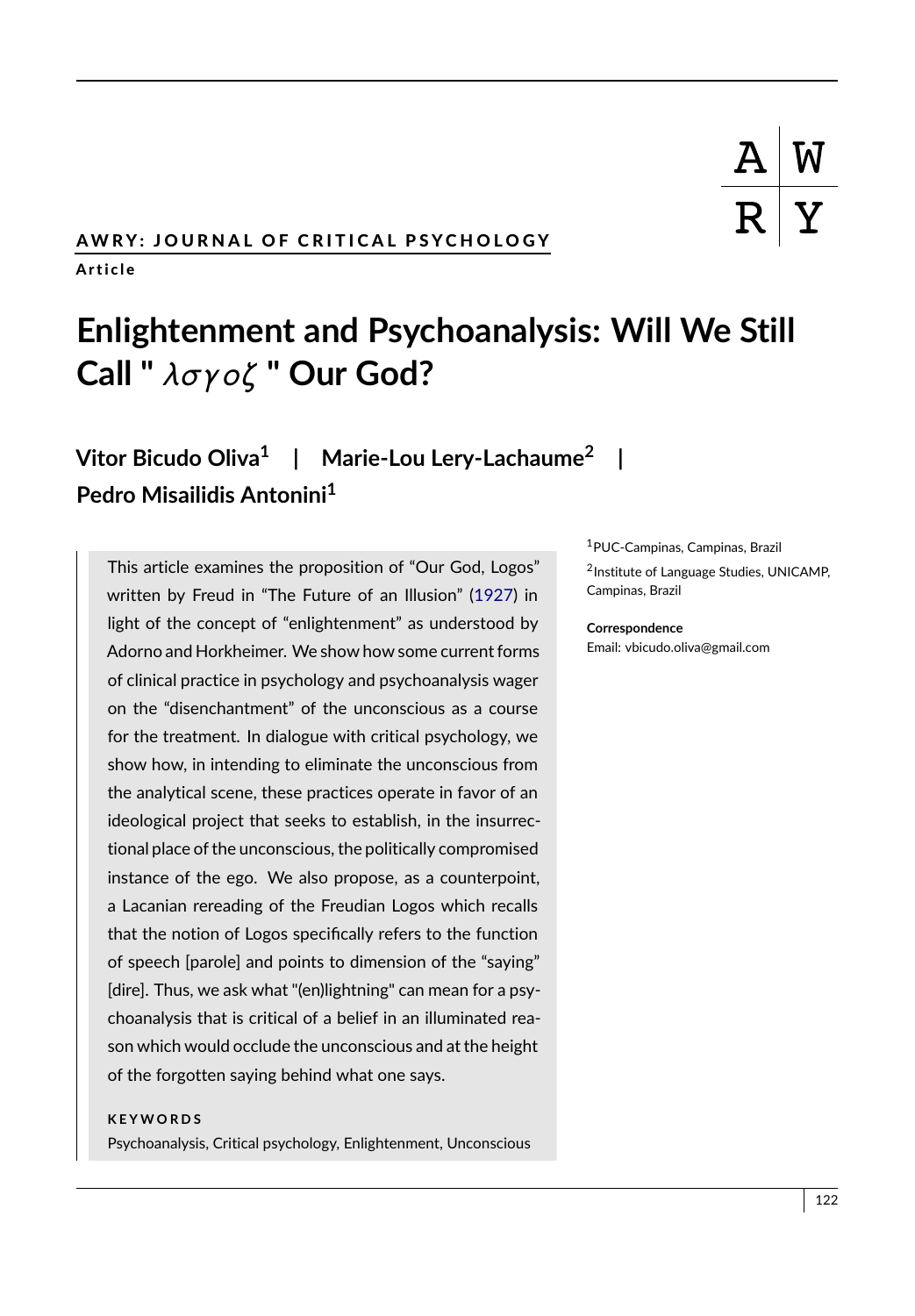AWRY: JOURNAL OF CRITICAL PSYCHOLOGY

**Article**

# Enlightenment and Psychoanalysis: Will We Still Call " $\lambda\sigma\gamma o\zeta$ " Our God?

**Vitor Bicudo Oliva[1] | Marie-Lou Lery-Lachaume[2] | Pedro Misailidis Antonini[1]**

[1]PUC-Campinas, Campinas, Brazil

[2]Institute of Language Studies, UNICAMP, Campinas, Brazil

**Correspondence**
Email: vbicudo.oliva@gmail.com

This article examines the proposition of "Our God, Logos" written by Freud in "The Future of an Illusion" (1927) in light of the concept of "enlightenment" as understood by Adorno and Horkheimer. We show how some current forms of clinical practice in psychology and psychoanalysis wager on the "disenchantment" of the unconscious as a course for the treatment. In dialogue with critical psychology, we show how, in intending to eliminate the unconscious from the analytical scene, these practices operate in favor of an ideological project that seeks to establish, in the insurrectional place of the unconscious, the politically compromised instance of the ego. We also propose, as a counterpoint, a Lacanian rereading of the Freudian Logos which recalls that the notion of Logos specifically refers to the function of speech [parole] and points to dimension of the "saying" [dire]. Thus, we ask what "(en)lightning" can mean for a psychoanalysis that is critical of a belief in an illuminated reason which would occlude the unconscious and at the height of the forgotten saying behind what one says.

**KEYWORDS**

Psychoanalysis, Critical psychology, Enlightenment, Unconscious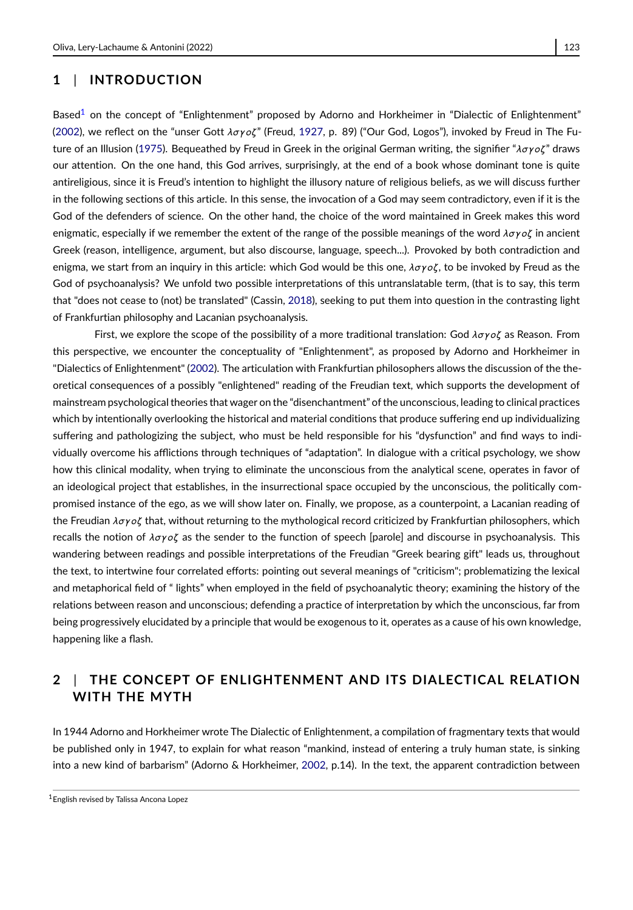## 1 | INTRODUCTION

Based[1] on the concept of “Enlightenment” proposed by Adorno and Horkheimer in “Dialectic of Enlightenment” (2002), we reflect on the “unser Gott $\lambda\sigma\gamma o\zeta$” (Freud, 1927, p. 89) (“Our God, Logos”), invoked by Freud in The Future of an Illusion (1975). Bequeathed by Freud in Greek in the original German writing, the signifier “$\lambda\sigma\gamma o\zeta$” draws our attention. On the one hand, this God arrives, surprisingly, at the end of a book whose dominant tone is quite antireligious, since it is Freud’s intention to highlight the illusory nature of religious beliefs, as we will discuss further in the following sections of this article. In this sense, the invocation of a God may seem contradictory, even if it is the God of the defenders of science. On the other hand, the choice of the word maintained in Greek makes this word enigmatic, especially if we remember the extent of the range of the possible meanings of the word $\lambda\sigma\gamma o\zeta$ in ancient Greek (reason, intelligence, argument, but also discourse, language, speech...). Provoked by both contradiction and enigma, we start from an inquiry in this article: which God would be this one, $\lambda\sigma\gamma o\zeta$, to be invoked by Freud as the God of psychoanalysis? We unfold two possible interpretations of this untranslatable term, (that is to say, this term that "does not cease to (not) be translated" (Cassin, 2018), seeking to put them into question in the contrasting light of Frankfurtian philosophy and Lacanian psychoanalysis.

First, we explore the scope of the possibility of a more traditional translation: God $\lambda\sigma\gamma o\zeta$ as Reason. From this perspective, we encounter the conceptuality of "Enlightenment", as proposed by Adorno and Horkheimer in "Dialectics of Enlightenment" (2002). The articulation with Frankfurtian philosophers allows the discussion of the theoretical consequences of a possibly "enlightened" reading of the Freudian text, which supports the development of mainstream psychological theories that wager on the “disenchantment” of the unconscious, leading to clinical practices which by intentionally overlooking the historical and material conditions that produce suffering end up individualizing suffering and pathologizing the subject, who must be held responsible for his “dysfunction” and find ways to individually overcome his afflictions through techniques of “adaptation”. In dialogue with a critical psychology, we show how this clinical modality, when trying to eliminate the unconscious from the analytical scene, operates in favor of an ideological project that establishes, in the insurrectional space occupied by the unconscious, the politically compromised instance of the ego, as we will show later on. Finally, we propose, as a counterpoint, a Lacanian reading of the Freudian $\lambda\sigma\gamma o\zeta$ that, without returning to the mythological record criticized by Frankfurtian philosophers, which recalls the notion of $\lambda\sigma\gamma o\zeta$ as the sender to the function of speech [parole] and discourse in psychoanalysis. This wandering between readings and possible interpretations of the Freudian "Greek bearing gift" leads us, throughout the text, to intertwine four correlated efforts: pointing out several meanings of "criticism"; problematizing the lexical and metaphorical field of “ lights” when employed in the field of psychoanalytic theory; examining the history of the relations between reason and unconscious; defending a practice of interpretation by which the unconscious, far from being progressively elucidated by a principle that would be exogenous to it, operates as a cause of his own knowledge, happening like a flash.

## 2 | THE CONCEPT OF ENLIGHTENMENT AND ITS DIALECTICAL RELATION WITH THE MYTH

In 1944 Adorno and Horkheimer wrote The Dialectic of Enlightenment, a compilation of fragmentary texts that would be published only in 1947, to explain for what reason “mankind, instead of entering a truly human state, is sinking into a new kind of barbarism” (Adorno & Horkheimer, 2002, p.14). In the text, the apparent contradiction between

[1] English revised by Talissa Ancona Lopez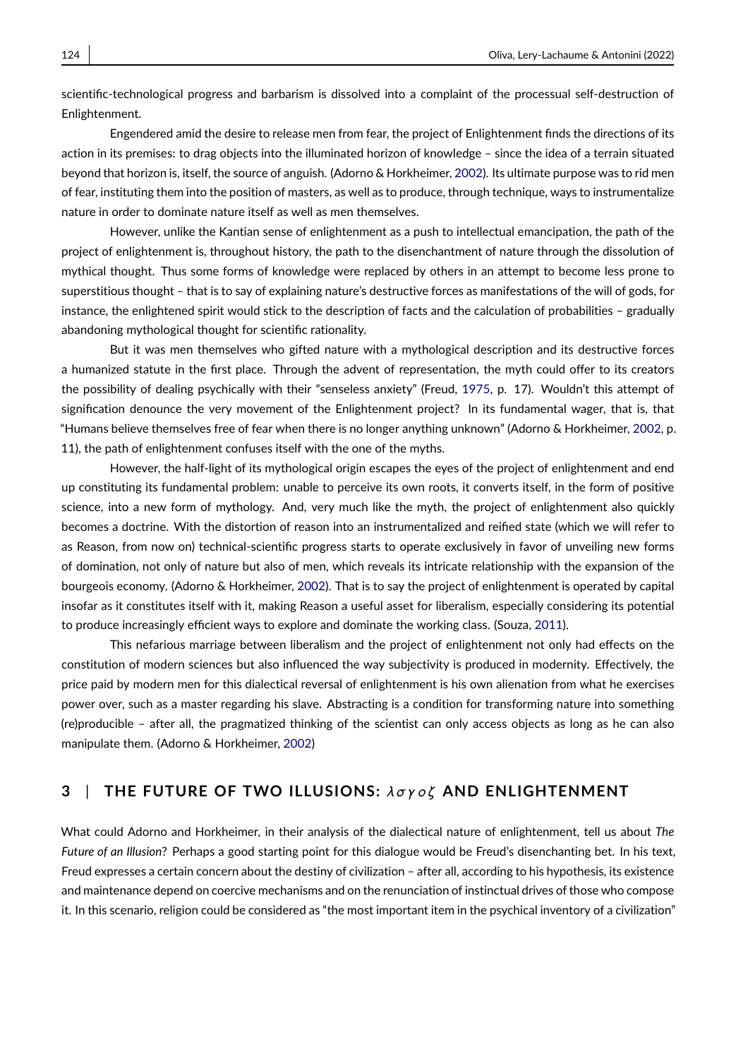scientific-technological progress and barbarism is dissolved into a complaint of the processual self-destruction of Enlightenment.

Engendered amid the desire to release men from fear, the project of Enlightenment finds the directions of its action in its premises: to drag objects into the illuminated horizon of knowledge – since the idea of a terrain situated beyond that horizon is, itself, the source of anguish. (Adorno & Horkheimer, 2002). Its ultimate purpose was to rid men of fear, instituting them into the position of masters, as well as to produce, through technique, ways to instrumentalize nature in order to dominate nature itself as well as men themselves.

However, unlike the Kantian sense of enlightenment as a push to intellectual emancipation, the path of the project of enlightenment is, throughout history, the path to the disenchantment of nature through the dissolution of mythical thought. Thus some forms of knowledge were replaced by others in an attempt to become less prone to superstitious thought – that is to say of explaining nature's destructive forces as manifestations of the will of gods, for instance, the enlightened spirit would stick to the description of facts and the calculation of probabilities – gradually abandoning mythological thought for scientific rationality.

But it was men themselves who gifted nature with a mythological description and its destructive forces a humanized statute in the first place. Through the advent of representation, the myth could offer to its creators the possibility of dealing psychically with their "senseless anxiety" (Freud, 1975, p. 17). Wouldn't this attempt of signification denounce the very movement of the Enlightenment project? In its fundamental wager, that is, that "Humans believe themselves free of fear when there is no longer anything unknown" (Adorno & Horkheimer, 2002, p. 11), the path of enlightenment confuses itself with the one of the myths.

However, the half-light of its mythological origin escapes the eyes of the project of enlightenment and end up constituting its fundamental problem: unable to perceive its own roots, it converts itself, in the form of positive science, into a new form of mythology. And, very much like the myth, the project of enlightenment also quickly becomes a doctrine. With the distortion of reason into an instrumentalized and reified state (which we will refer to as Reason, from now on) technical-scientific progress starts to operate exclusively in favor of unveiling new forms of domination, not only of nature but also of men, which reveals its intricate relationship with the expansion of the bourgeois economy. (Adorno & Horkheimer, 2002). That is to say the project of enlightenment is operated by capital insofar as it constitutes itself with it, making Reason a useful asset for liberalism, especially considering its potential to produce increasingly efficient ways to explore and dominate the working class. (Souza, 2011).

This nefarious marriage between liberalism and the project of enlightenment not only had effects on the constitution of modern sciences but also influenced the way subjectivity is produced in modernity. Effectively, the price paid by modern men for this dialectical reversal of enlightenment is his own alienation from what he exercises power over, such as a master regarding his slave. Abstracting is a condition for transforming nature into something (re)producible – after all, the pragmatized thinking of the scientist can only access objects as long as he can also manipulate them. (Adorno & Horkheimer, 2002)

## 3 | THE FUTURE OF TWO ILLUSIONS: $\lambda\sigma\gamma o\zeta$ AND ENLIGHTENMENT

What could Adorno and Horkheimer, in their analysis of the dialectical nature of enlightenment, tell us about *The Future of an Illusion*? Perhaps a good starting point for this dialogue would be Freud's disenchanting bet. In his text, Freud expresses a certain concern about the destiny of civilization – after all, according to his hypothesis, its existence and maintenance depend on coercive mechanisms and on the renunciation of instinctual drives of those who compose it. In this scenario, religion could be considered as "the most important item in the psychical inventory of a civilization"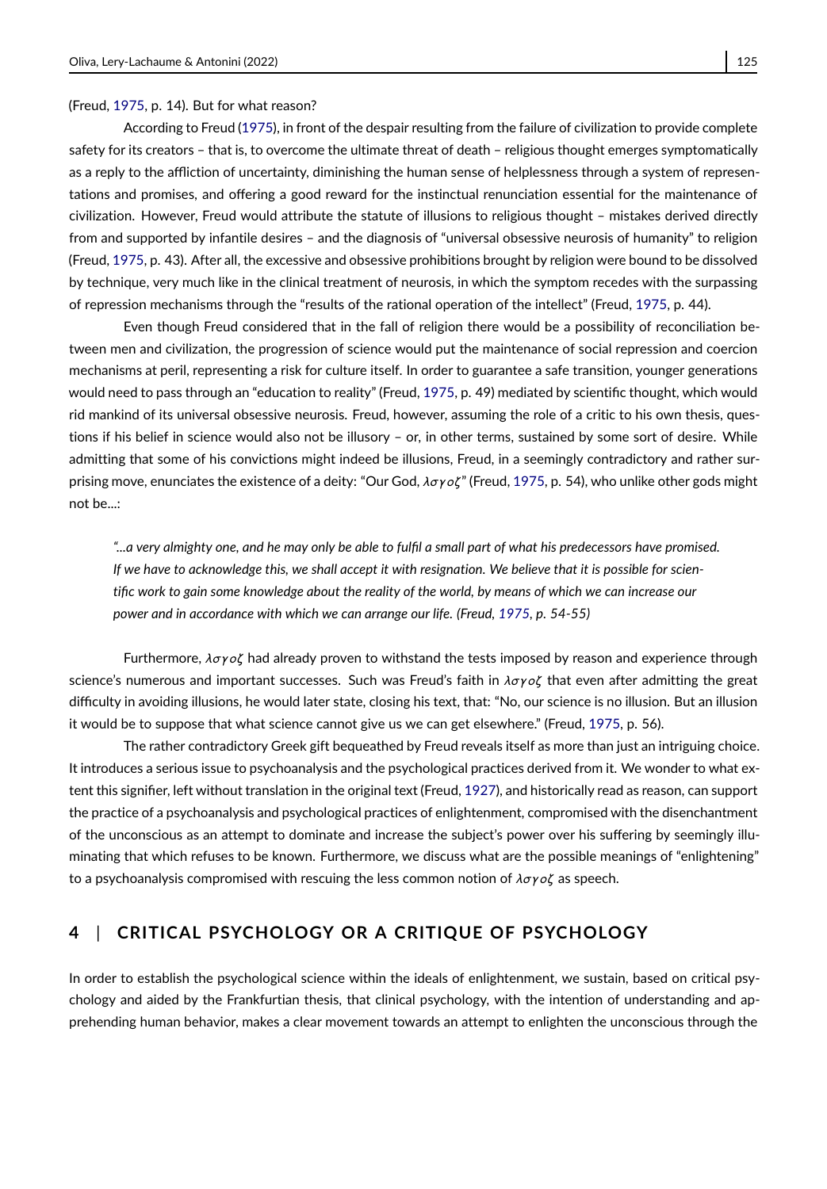(Freud, 1975, p. 14). But for what reason?

According to Freud (1975), in front of the despair resulting from the failure of civilization to provide complete safety for its creators – that is, to overcome the ultimate threat of death – religious thought emerges symptomatically as a reply to the affliction of uncertainty, diminishing the human sense of helplessness through a system of representations and promises, and offering a good reward for the instinctual renunciation essential for the maintenance of civilization. However, Freud would attribute the statute of illusions to religious thought – mistakes derived directly from and supported by infantile desires – and the diagnosis of "universal obsessive neurosis of humanity" to religion (Freud, 1975, p. 43). After all, the excessive and obsessive prohibitions brought by religion were bound to be dissolved by technique, very much like in the clinical treatment of neurosis, in which the symptom recedes with the surpassing of repression mechanisms through the "results of the rational operation of the intellect" (Freud, 1975, p. 44).

Even though Freud considered that in the fall of religion there would be a possibility of reconciliation between men and civilization, the progression of science would put the maintenance of social repression and coercion mechanisms at peril, representing a risk for culture itself. In order to guarantee a safe transition, younger generations would need to pass through an "education to reality" (Freud, 1975, p. 49) mediated by scientific thought, which would rid mankind of its universal obsessive neurosis. Freud, however, assuming the role of a critic to his own thesis, questions if his belief in science would also not be illusory – or, in other terms, sustained by some sort of desire. While admitting that some of his convictions might indeed be illusions, Freud, in a seemingly contradictory and rather surprising move, enunciates the existence of a deity: "Our God, $\lambda\sigma\gamma o\zeta$" (Freud, 1975, p. 54), who unlike other gods might not be...:

> *"...a very almighty one, and he may only be able to fulfil a small part of what his predecessors have promised. If we have to acknowledge this, we shall accept it with resignation. We believe that it is possible for scientific work to gain some knowledge about the reality of the world, by means of which we can increase our power and in accordance with which we can arrange our life. (Freud, 1975, p. 54-55)*

Furthermore, $\lambda\sigma\gamma o\zeta$ had already proven to withstand the tests imposed by reason and experience through science's numerous and important successes. Such was Freud's faith in $\lambda\sigma\gamma o\zeta$ that even after admitting the great difficulty in avoiding illusions, he would later state, closing his text, that: "No, our science is no illusion. But an illusion it would be to suppose that what science cannot give us we can get elsewhere." (Freud, 1975, p. 56).

The rather contradictory Greek gift bequeathed by Freud reveals itself as more than just an intriguing choice. It introduces a serious issue to psychoanalysis and the psychological practices derived from it. We wonder to what extent this signifier, left without translation in the original text (Freud, 1927), and historically read as reason, can support the practice of a psychoanalysis and psychological practices of enlightenment, compromised with the disenchantment of the unconscious as an attempt to dominate and increase the subject's power over his suffering by seemingly illuminating that which refuses to be known. Furthermore, we discuss what are the possible meanings of "enlightening" to a psychoanalysis compromised with rescuing the less common notion of $\lambda\sigma\gamma o\zeta$ as speech.

## 4 | CRITICAL PSYCHOLOGY OR A CRITIQUE OF PSYCHOLOGY

In order to establish the psychological science within the ideals of enlightenment, we sustain, based on critical psychology and aided by the Frankfurtian thesis, that clinical psychology, with the intention of understanding and apprehending human behavior, makes a clear movement towards an attempt to enlighten the unconscious through the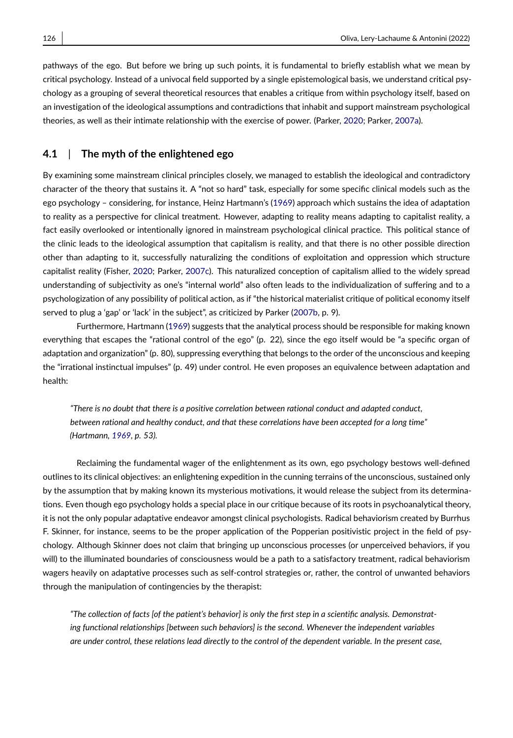pathways of the ego. But before we bring up such points, it is fundamental to briefly establish what we mean by critical psychology. Instead of a univocal field supported by a single epistemological basis, we understand critical psychology as a grouping of several theoretical resources that enables a critique from within psychology itself, based on an investigation of the ideological assumptions and contradictions that inhabit and support mainstream psychological theories, as well as their intimate relationship with the exercise of power. (Parker, 2020; Parker, 2007a).

### 4.1 | The myth of the enlightened ego

By examining some mainstream clinical principles closely, we managed to establish the ideological and contradictory character of the theory that sustains it. A "not so hard" task, especially for some specific clinical models such as the ego psychology – considering, for instance, Heinz Hartmann's (1969) approach which sustains the idea of adaptation to reality as a perspective for clinical treatment. However, adapting to reality means adapting to capitalist reality, a fact easily overlooked or intentionally ignored in mainstream psychological clinical practice. This political stance of the clinic leads to the ideological assumption that capitalism is reality, and that there is no other possible direction other than adapting to it, successfully naturalizing the conditions of exploitation and oppression which structure capitalist reality (Fisher, 2020; Parker, 2007c). This naturalized conception of capitalism allied to the widely spread understanding of subjectivity as one's "internal world" also often leads to the individualization of suffering and to a psychologization of any possibility of political action, as if "the historical materialist critique of political economy itself served to plug a 'gap' or 'lack' in the subject", as criticized by Parker (2007b, p. 9).

Furthermore, Hartmann (1969) suggests that the analytical process should be responsible for making known everything that escapes the "rational control of the ego" (p. 22), since the ego itself would be "a specific organ of adaptation and organization" (p. 80), suppressing everything that belongs to the order of the unconscious and keeping the "irrational instinctual impulses" (p. 49) under control. He even proposes an equivalence between adaptation and health:

> *"There is no doubt that there is a positive correlation between rational conduct and adapted conduct, between rational and healthy conduct, and that these correlations have been accepted for a long time" (Hartmann, 1969, p. 53).*

Reclaiming the fundamental wager of the enlightenment as its own, ego psychology bestows well-defined outlines to its clinical objectives: an enlightening expedition in the cunning terrains of the unconscious, sustained only by the assumption that by making known its mysterious motivations, it would release the subject from its determinations. Even though ego psychology holds a special place in our critique because of its roots in psychoanalytical theory, it is not the only popular adaptative endeavor amongst clinical psychologists. Radical behaviorism created by Burrhus F. Skinner, for instance, seems to be the proper application of the Popperian positivistic project in the field of psychology. Although Skinner does not claim that bringing up unconscious processes (or unperceived behaviors, if you will) to the illuminated boundaries of consciousness would be a path to a satisfactory treatment, radical behaviorism wagers heavily on adaptative processes such as self-control strategies or, rather, the control of unwanted behaviors through the manipulation of contingencies by the therapist:

> *"The collection of facts [of the patient's behavior] is only the first step in a scientific analysis. Demonstrating functional relationships [between such behaviors] is the second. Whenever the independent variables are under control, these relations lead directly to the control of the dependent variable. In the present case,*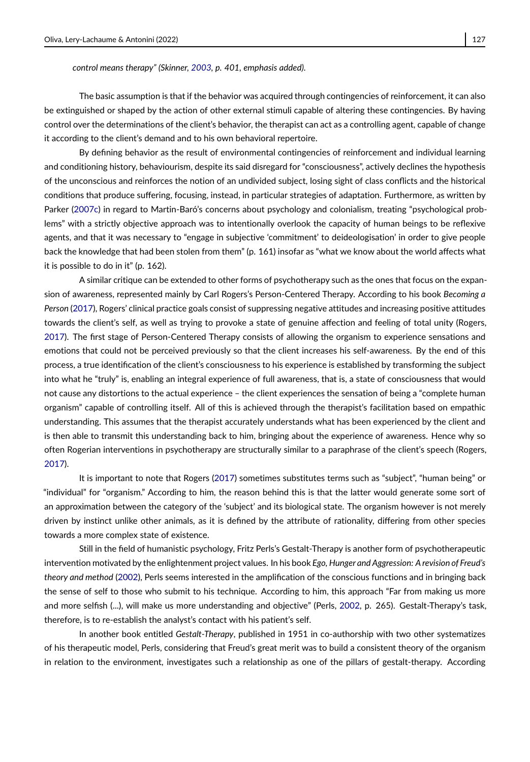*control means therapy" (Skinner, 2003, p. 401, emphasis added).*

The basic assumption is that if the behavior was acquired through contingencies of reinforcement, it can also be extinguished or shaped by the action of other external stimuli capable of altering these contingencies. By having control over the determinations of the client's behavior, the therapist can act as a controlling agent, capable of change it according to the client's demand and to his own behavioral repertoire.

By defining behavior as the result of environmental contingencies of reinforcement and individual learning and conditioning history, behaviourism, despite its said disregard for "consciousness", actively declines the hypothesis of the unconscious and reinforces the notion of an undivided subject, losing sight of class conflicts and the historical conditions that produce suffering, focusing, instead, in particular strategies of adaptation. Furthermore, as written by Parker (2007c) in regard to Martin-Baró's concerns about psychology and colonialism, treating "psychological problems" with a strictly objective approach was to intentionally overlook the capacity of human beings to be reflexive agents, and that it was necessary to "engage in subjective 'commitment' to deideologisation' in order to give people back the knowledge that had been stolen from them" (p. 161) insofar as "what we know about the world affects what it is possible to do in it" (p. 162).

A similar critique can be extended to other forms of psychotherapy such as the ones that focus on the expansion of awareness, represented mainly by Carl Rogers's Person-Centered Therapy. According to his book *Becoming a Person* (2017), Rogers' clinical practice goals consist of suppressing negative attitudes and increasing positive attitudes towards the client's self, as well as trying to provoke a state of genuine affection and feeling of total unity (Rogers, 2017). The first stage of Person-Centered Therapy consists of allowing the organism to experience sensations and emotions that could not be perceived previously so that the client increases his self-awareness. By the end of this process, a true identification of the client's consciousness to his experience is established by transforming the subject into what he "truly" is, enabling an integral experience of full awareness, that is, a state of consciousness that would not cause any distortions to the actual experience – the client experiences the sensation of being a "complete human organism" capable of controlling itself. All of this is achieved through the therapist's facilitation based on empathic understanding. This assumes that the therapist accurately understands what has been experienced by the client and is then able to transmit this understanding back to him, bringing about the experience of awareness. Hence why so often Rogerian interventions in psychotherapy are structurally similar to a paraphrase of the client's speech (Rogers, 2017).

It is important to note that Rogers (2017) sometimes substitutes terms such as "subject", "human being" or "individual" for "organism." According to him, the reason behind this is that the latter would generate some sort of an approximation between the category of the 'subject' and its biological state. The organism however is not merely driven by instinct unlike other animals, as it is defined by the attribute of rationality, differing from other species towards a more complex state of existence.

Still in the field of humanistic psychology, Fritz Perls's Gestalt-Therapy is another form of psychotherapeutic intervention motivated by the enlightenment project values. In his book *Ego, Hunger and Aggression: A revision of Freud's theory and method* (2002), Perls seems interested in the amplification of the conscious functions and in bringing back the sense of self to those who submit to his technique. According to him, this approach "Far from making us more and more selfish (...), will make us more understanding and objective" (Perls, 2002, p. 265). Gestalt-Therapy's task, therefore, is to re-establish the analyst's contact with his patient's self.

In another book entitled *Gestalt-Therapy*, published in 1951 in co-authorship with two other systematizes of his therapeutic model, Perls, considering that Freud's great merit was to build a consistent theory of the organism in relation to the environment, investigates such a relationship as one of the pillars of gestalt-therapy. According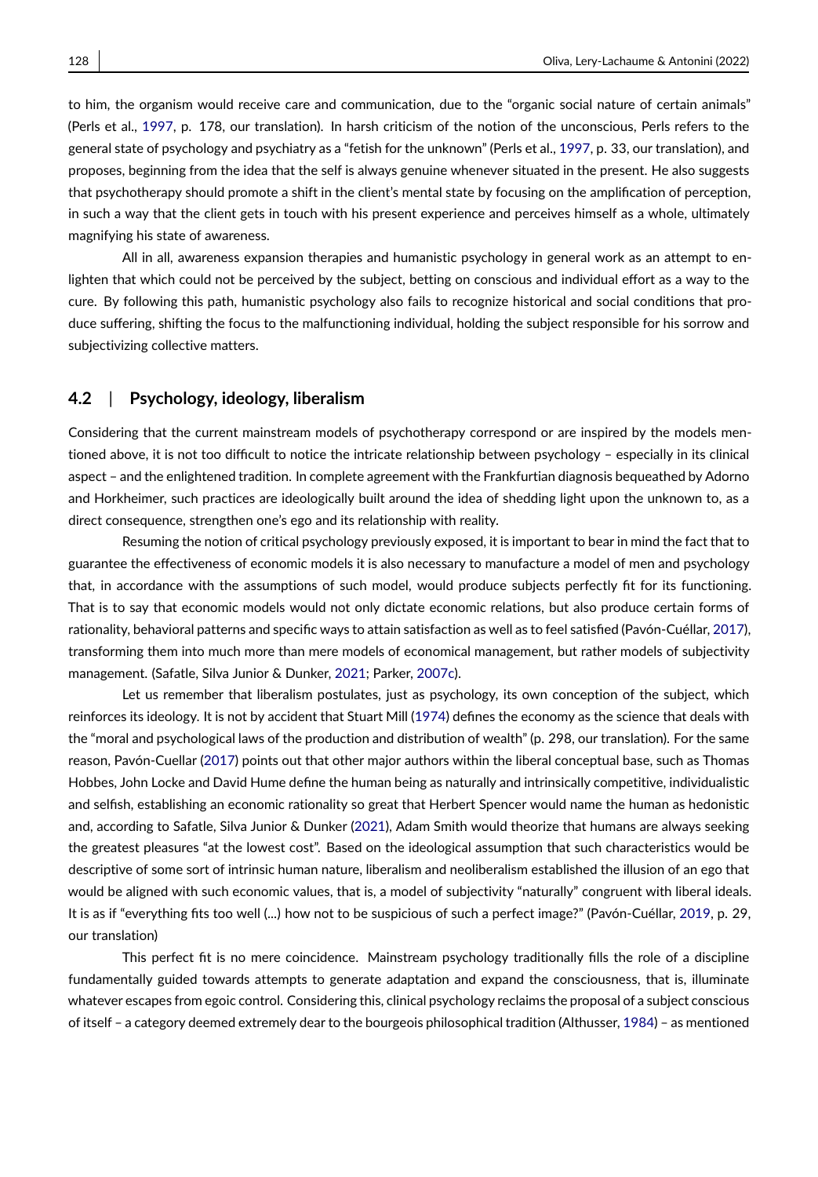to him, the organism would receive care and communication, due to the "organic social nature of certain animals" (Perls et al., 1997, p. 178, our translation). In harsh criticism of the notion of the unconscious, Perls refers to the general state of psychology and psychiatry as a "fetish for the unknown" (Perls et al., 1997, p. 33, our translation), and proposes, beginning from the idea that the self is always genuine whenever situated in the present. He also suggests that psychotherapy should promote a shift in the client's mental state by focusing on the amplification of perception, in such a way that the client gets in touch with his present experience and perceives himself as a whole, ultimately magnifying his state of awareness.

All in all, awareness expansion therapies and humanistic psychology in general work as an attempt to enlighten that which could not be perceived by the subject, betting on conscious and individual effort as a way to the cure. By following this path, humanistic psychology also fails to recognize historical and social conditions that produce suffering, shifting the focus to the malfunctioning individual, holding the subject responsible for his sorrow and subjectivizing collective matters.

## 4.2 | Psychology, ideology, liberalism

Considering that the current mainstream models of psychotherapy correspond or are inspired by the models mentioned above, it is not too difficult to notice the intricate relationship between psychology – especially in its clinical aspect – and the enlightened tradition. In complete agreement with the Frankfurtian diagnosis bequeathed by Adorno and Horkheimer, such practices are ideologically built around the idea of shedding light upon the unknown to, as a direct consequence, strengthen one's ego and its relationship with reality.

Resuming the notion of critical psychology previously exposed, it is important to bear in mind the fact that to guarantee the effectiveness of economic models it is also necessary to manufacture a model of men and psychology that, in accordance with the assumptions of such model, would produce subjects perfectly fit for its functioning. That is to say that economic models would not only dictate economic relations, but also produce certain forms of rationality, behavioral patterns and specific ways to attain satisfaction as well as to feel satisfied (Pavón-Cuéllar, 2017), transforming them into much more than mere models of economical management, but rather models of subjectivity management. (Safatle, Silva Junior & Dunker, 2021; Parker, 2007c).

Let us remember that liberalism postulates, just as psychology, its own conception of the subject, which reinforces its ideology. It is not by accident that Stuart Mill (1974) defines the economy as the science that deals with the "moral and psychological laws of the production and distribution of wealth" (p. 298, our translation). For the same reason, Pavón-Cuellar (2017) points out that other major authors within the liberal conceptual base, such as Thomas Hobbes, John Locke and David Hume define the human being as naturally and intrinsically competitive, individualistic and selfish, establishing an economic rationality so great that Herbert Spencer would name the human as hedonistic and, according to Safatle, Silva Junior & Dunker (2021), Adam Smith would theorize that humans are always seeking the greatest pleasures "at the lowest cost". Based on the ideological assumption that such characteristics would be descriptive of some sort of intrinsic human nature, liberalism and neoliberalism established the illusion of an ego that would be aligned with such economic values, that is, a model of subjectivity "naturally" congruent with liberal ideals. It is as if "everything fits too well (...) how not to be suspicious of such a perfect image?" (Pavón-Cuéllar, 2019, p. 29, our translation)

This perfect fit is no mere coincidence. Mainstream psychology traditionally fills the role of a discipline fundamentally guided towards attempts to generate adaptation and expand the consciousness, that is, illuminate whatever escapes from egoic control. Considering this, clinical psychology reclaims the proposal of a subject conscious of itself – a category deemed extremely dear to the bourgeois philosophical tradition (Althusser, 1984) – as mentioned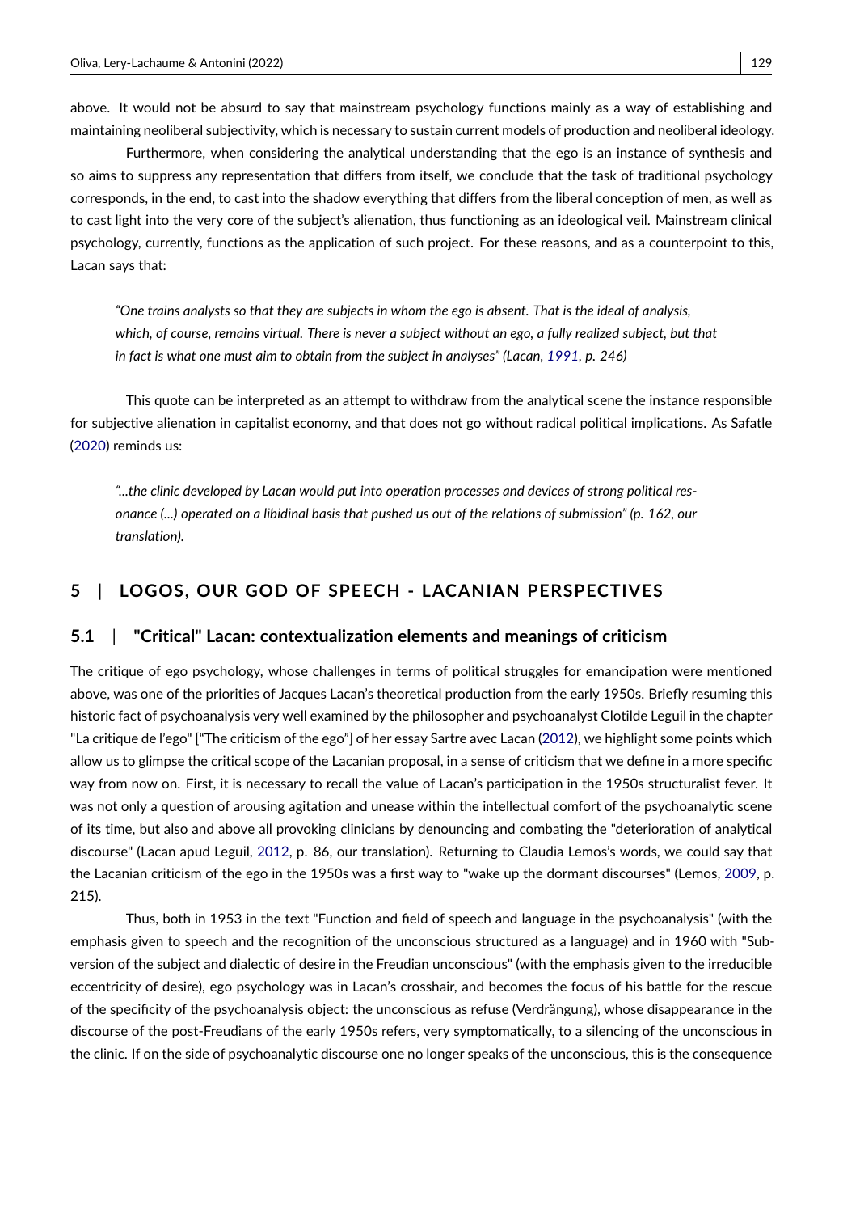above. It would not be absurd to say that mainstream psychology functions mainly as a way of establishing and maintaining neoliberal subjectivity, which is necessary to sustain current models of production and neoliberal ideology.

Furthermore, when considering the analytical understanding that the ego is an instance of synthesis and so aims to suppress any representation that differs from itself, we conclude that the task of traditional psychology corresponds, in the end, to cast into the shadow everything that differs from the liberal conception of men, as well as to cast light into the very core of the subject's alienation, thus functioning as an ideological veil. Mainstream clinical psychology, currently, functions as the application of such project. For these reasons, and as a counterpoint to this, Lacan says that:

> *"One trains analysts so that they are subjects in whom the ego is absent. That is the ideal of analysis, which, of course, remains virtual. There is never a subject without an ego, a fully realized subject, but that in fact is what one must aim to obtain from the subject in analyses" (Lacan, 1991, p. 246)*

This quote can be interpreted as an attempt to withdraw from the analytical scene the instance responsible for subjective alienation in capitalist economy, and that does not go without radical political implications. As Safatle (2020) reminds us:

> *"...the clinic developed by Lacan would put into operation processes and devices of strong political resonance (...) operated on a libidinal basis that pushed us out of the relations of submission" (p. 162, our translation).*

## 5 | LOGOS, OUR GOD OF SPEECH - LACANIAN PERSPECTIVES

### 5.1 | "Critical" Lacan: contextualization elements and meanings of criticism

The critique of ego psychology, whose challenges in terms of political struggles for emancipation were mentioned above, was one of the priorities of Jacques Lacan's theoretical production from the early 1950s. Briefly resuming this historic fact of psychoanalysis very well examined by the philosopher and psychoanalyst Clotilde Leguil in the chapter "La critique de l'ego" ["The criticism of the ego"] of her essay Sartre avec Lacan (2012), we highlight some points which allow us to glimpse the critical scope of the Lacanian proposal, in a sense of criticism that we define in a more specific way from now on. First, it is necessary to recall the value of Lacan's participation in the 1950s structuralist fever. It was not only a question of arousing agitation and unease within the intellectual comfort of the psychoanalytic scene of its time, but also and above all provoking clinicians by denouncing and combating the "deterioration of analytical discourse" (Lacan apud Leguil, 2012, p. 86, our translation). Returning to Claudia Lemos's words, we could say that the Lacanian criticism of the ego in the 1950s was a first way to "wake up the dormant discourses" (Lemos, 2009, p. 215).

Thus, both in 1953 in the text "Function and field of speech and language in the psychoanalysis" (with the emphasis given to speech and the recognition of the unconscious structured as a language) and in 1960 with "Subversion of the subject and dialectic of desire in the Freudian unconscious" (with the emphasis given to the irreducible eccentricity of desire), ego psychology was in Lacan's crosshair, and becomes the focus of his battle for the rescue of the specificity of the psychoanalysis object: the unconscious as refuse (Verdrängung), whose disappearance in the discourse of the post-Freudians of the early 1950s refers, very symptomatically, to a silencing of the unconscious in the clinic. If on the side of psychoanalytic discourse one no longer speaks of the unconscious, this is the consequence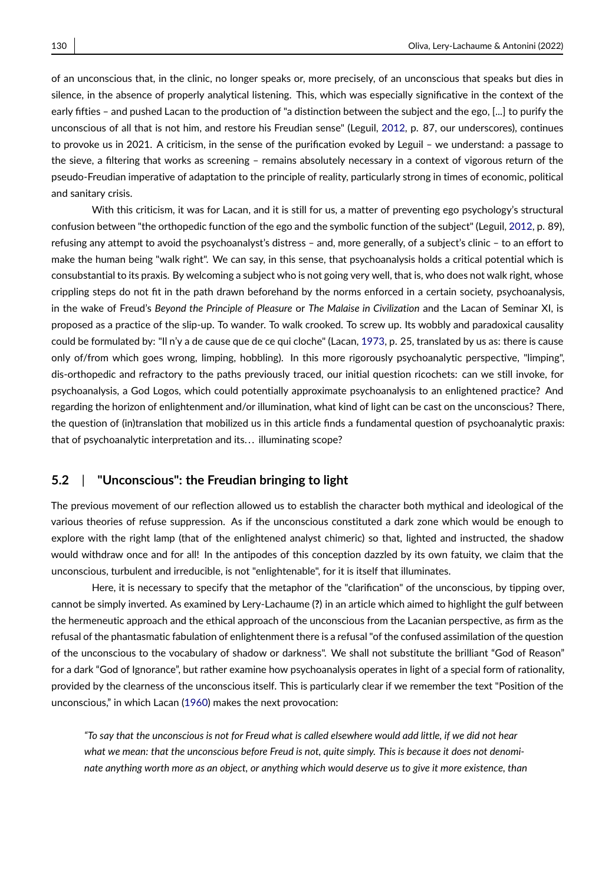of an unconscious that, in the clinic, no longer speaks or, more precisely, of an unconscious that speaks but dies in silence, in the absence of properly analytical listening. This, which was especially significative in the context of the early fifties – and pushed Lacan to the production of "a distinction between the subject and the ego, [...] to purify the unconscious of all that is not him, and restore his Freudian sense" (Leguil, 2012, p. 87, our underscores), continues to provoke us in 2021. A criticism, in the sense of the purification evoked by Leguil – we understand: a passage to the sieve, a filtering that works as screening – remains absolutely necessary in a context of vigorous return of the pseudo-Freudian imperative of adaptation to the principle of reality, particularly strong in times of economic, political and sanitary crisis.

With this criticism, it was for Lacan, and it is still for us, a matter of preventing ego psychology's structural confusion between "the orthopedic function of the ego and the symbolic function of the subject" (Leguil, 2012, p. 89), refusing any attempt to avoid the psychoanalyst's distress – and, more generally, of a subject's clinic – to an effort to make the human being "walk right". We can say, in this sense, that psychoanalysis holds a critical potential which is consubstantial to its praxis. By welcoming a subject who is not going very well, that is, who does not walk right, whose crippling steps do not fit in the path drawn beforehand by the norms enforced in a certain society, psychoanalysis, in the wake of Freud's *Beyond the Principle of Pleasure* or *The Malaise in Civilization* and the Lacan of Seminar XI, is proposed as a practice of the slip-up. To wander. To walk crooked. To screw up. Its wobbly and paradoxical causality could be formulated by: "Il n'y a de cause que de ce qui cloche" (Lacan, 1973, p. 25, translated by us as: there is cause only of/from which goes wrong, limping, hobbling). In this more rigorously psychoanalytic perspective, "limping", dis-orthopedic and refractory to the paths previously traced, our initial question ricochets: can we still invoke, for psychoanalysis, a God Logos, which could potentially approximate psychoanalysis to an enlightened practice? And regarding the horizon of enlightenment and/or illumination, what kind of light can be cast on the unconscious? There, the question of (in)translation that mobilized us in this article finds a fundamental question of psychoanalytic praxis: that of psychoanalytic interpretation and its… illuminating scope?

## 5.2 | "Unconscious": the Freudian bringing to light

The previous movement of our reflection allowed us to establish the character both mythical and ideological of the various theories of refuse suppression. As if the unconscious constituted a dark zone which would be enough to explore with the right lamp (that of the enlightened analyst chimeric) so that, lighted and instructed, the shadow would withdraw once and for all! In the antipodes of this conception dazzled by its own fatuity, we claim that the unconscious, turbulent and irreducible, is not "enlightenable", for it is itself that illuminates.

Here, it is necessary to specify that the metaphor of the "clarification" of the unconscious, by tipping over, cannot be simply inverted. As examined by Lery-Lachaume (?) in an article which aimed to highlight the gulf between the hermeneutic approach and the ethical approach of the unconscious from the Lacanian perspective, as firm as the refusal of the phantasmatic fabulation of enlightenment there is a refusal "of the confused assimilation of the question of the unconscious to the vocabulary of shadow or darkness". We shall not substitute the brilliant "God of Reason" for a dark "God of Ignorance", but rather examine how psychoanalysis operates in light of a special form of rationality, provided by the clearness of the unconscious itself. This is particularly clear if we remember the text "Position of the unconscious," in which Lacan (1960) makes the next provocation:

> *"To say that the unconscious is not for Freud what is called elsewhere would add little, if we did not hear what we mean: that the unconscious before Freud is not, quite simply. This is because it does not denominate anything worth more as an object, or anything which would deserve us to give it more existence, than*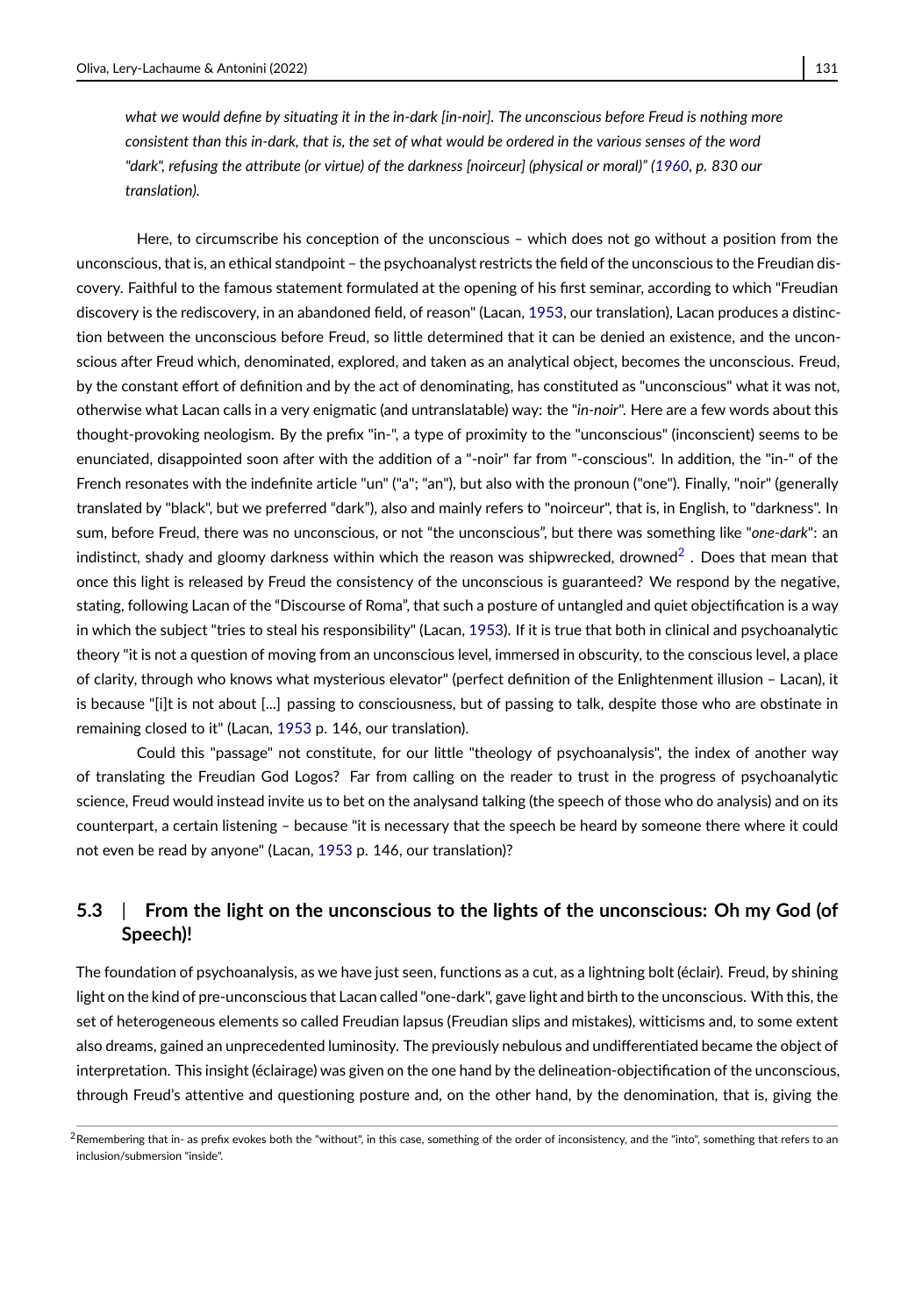*what we would define by situating it in the in-dark [in-noir]. The unconscious before Freud is nothing more consistent than this in-dark, that is, the set of what would be ordered in the various senses of the word "dark", refusing the attribute (or virtue) of the darkness [noirceur] (physical or moral)" (1960, p. 830 our translation).*

Here, to circumscribe his conception of the unconscious – which does not go without a position from the unconscious, that is, an ethical standpoint – the psychoanalyst restricts the field of the unconscious to the Freudian discovery. Faithful to the famous statement formulated at the opening of his first seminar, according to which "Freudian discovery is the rediscovery, in an abandoned field, of reason" (Lacan, 1953, our translation), Lacan produces a distinction between the unconscious before Freud, so little determined that it can be denied an existence, and the unconscious after Freud which, denominated, explored, and taken as an analytical object, becomes the unconscious. Freud, by the constant effort of definition and by the act of denominating, has constituted as "unconscious" what it was not, otherwise what Lacan calls in a very enigmatic (and untranslatable) way: the "*in-noir*". Here are a few words about this thought-provoking neologism. By the prefix "in-", a type of proximity to the "unconscious" (inconscient) seems to be enunciated, disappointed soon after with the addition of a "-noir" far from "-conscious". In addition, the "in-" of the French resonates with the indefinite article "un" ("a"; "an"), but also with the pronoun ("one"). Finally, "noir" (generally translated by "black", but we preferred "dark"), also and mainly refers to "noirceur", that is, in English, to "darkness". In sum, before Freud, there was no unconscious, or not "the unconscious", but there was something like "*one-dark*": an indistinct, shady and gloomy darkness within which the reason was shipwrecked, drowned[2] . Does that mean that once this light is released by Freud the consistency of the unconscious is guaranteed? We respond by the negative, stating, following Lacan of the "Discourse of Roma", that such a posture of untangled and quiet objectification is a way in which the subject "tries to steal his responsibility" (Lacan, 1953). If it is true that both in clinical and psychoanalytic theory "it is not a question of moving from an unconscious level, immersed in obscurity, to the conscious level, a place of clarity, through who knows what mysterious elevator" (perfect definition of the Enlightenment illusion – Lacan), it is because "[i]t is not about [...] passing to consciousness, but of passing to talk, despite those who are obstinate in remaining closed to it" (Lacan, 1953 p. 146, our translation).

Could this "passage" not constitute, for our little "theology of psychoanalysis", the index of another way of translating the Freudian God Logos? Far from calling on the reader to trust in the progress of psychoanalytic science, Freud would instead invite us to bet on the analysand talking (the speech of those who do analysis) and on its counterpart, a certain listening – because "it is necessary that the speech be heard by someone there where it could not even be read by anyone" (Lacan, 1953 p. 146, our translation)?

## 5.3 | From the light on the unconscious to the lights of the unconscious: Oh my God (of Speech)!

The foundation of psychoanalysis, as we have just seen, functions as a cut, as a lightning bolt (éclair). Freud, by shining light on the kind of pre-unconscious that Lacan called "one-dark", gave light and birth to the unconscious. With this, the set of heterogeneous elements so called Freudian lapsus (Freudian slips and mistakes), witticisms and, to some extent also dreams, gained an unprecedented luminosity. The previously nebulous and undifferentiated became the object of interpretation. This insight (éclairage) was given on the one hand by the delineation-objectification of the unconscious, through Freud's attentive and questioning posture and, on the other hand, by the denomination, that is, giving the

[2] Remembering that in- as prefix evokes both the "without", in this case, something of the order of inconsistency, and the "into", something that refers to an inclusion/submersion "inside".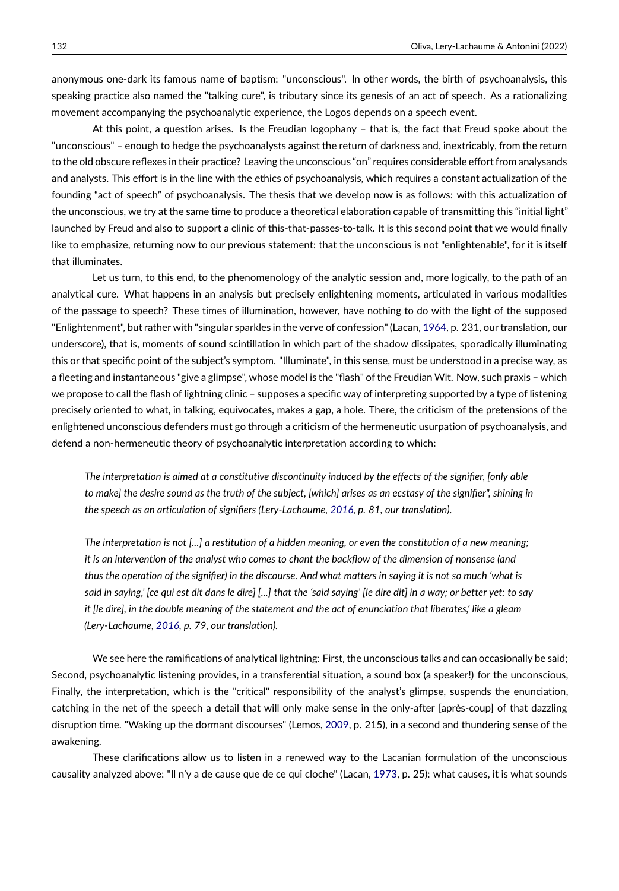anonymous one-dark its famous name of baptism: "unconscious". In other words, the birth of psychoanalysis, this speaking practice also named the "talking cure", is tributary since its genesis of an act of speech. As a rationalizing movement accompanying the psychoanalytic experience, the Logos depends on a speech event.

At this point, a question arises. Is the Freudian logophany – that is, the fact that Freud spoke about the "unconscious" – enough to hedge the psychoanalysts against the return of darkness and, inextricably, from the return to the old obscure reflexes in their practice? Leaving the unconscious "on" requires considerable effort from analysands and analysts. This effort is in the line with the ethics of psychoanalysis, which requires a constant actualization of the founding "act of speech" of psychoanalysis. The thesis that we develop now is as follows: with this actualization of the unconscious, we try at the same time to produce a theoretical elaboration capable of transmitting this "initial light" launched by Freud and also to support a clinic of this-that-passes-to-talk. It is this second point that we would finally like to emphasize, returning now to our previous statement: that the unconscious is not "enlightenable", for it is itself that illuminates.

Let us turn, to this end, to the phenomenology of the analytic session and, more logically, to the path of an analytical cure. What happens in an analysis but precisely enlightening moments, articulated in various modalities of the passage to speech? These times of illumination, however, have nothing to do with the light of the supposed "Enlightenment", but rather with "singular sparkles in the verve of confession" (Lacan, 1964, p. 231, our translation, our underscore), that is, moments of sound scintillation in which part of the shadow dissipates, sporadically illuminating this or that specific point of the subject's symptom. "Illuminate", in this sense, must be understood in a precise way, as a fleeting and instantaneous "give a glimpse", whose model is the "flash" of the Freudian Wit. Now, such praxis – which we propose to call the flash of lightning clinic – supposes a specific way of interpreting supported by a type of listening precisely oriented to what, in talking, equivocates, makes a gap, a hole. There, the criticism of the pretensions of the enlightened unconscious defenders must go through a criticism of the hermeneutic usurpation of psychoanalysis, and defend a non-hermeneutic theory of psychoanalytic interpretation according to which:

> *The interpretation is aimed at a constitutive discontinuity induced by the effects of the signifier, [only able to make] the desire sound as the truth of the subject, [which] arises as an ecstasy of the signifier", shining in the speech as an articulation of signifiers (Lery-Lachaume, 2016, p. 81, our translation).*

> *The interpretation is not [...] a restitution of a hidden meaning, or even the constitution of a new meaning; it is an intervention of the analyst who comes to chant the backflow of the dimension of nonsense (and thus the operation of the signifier) in the discourse. And what matters in saying it is not so much 'what is said in saying,' [ce qui est dit dans le dire] [...] that the 'said saying' [le dire dit] in a way; or better yet: to say it [le dire], in the double meaning of the statement and the act of enunciation that liberates,' like a gleam (Lery-Lachaume, 2016, p. 79, our translation).*

We see here the ramifications of analytical lightning: First, the unconscious talks and can occasionally be said; Second, psychoanalytic listening provides, in a transferential situation, a sound box (a speaker!) for the unconscious, Finally, the interpretation, which is the "critical" responsibility of the analyst's glimpse, suspends the enunciation, catching in the net of the speech a detail that will only make sense in the only-after [après-coup] of that dazzling disruption time. "Waking up the dormant discourses" (Lemos, 2009, p. 215), in a second and thundering sense of the awakening.

These clarifications allow us to listen in a renewed way to the Lacanian formulation of the unconscious causality analyzed above: "Il n'y a de cause que de ce qui cloche" (Lacan, 1973, p. 25): what causes, it is what sounds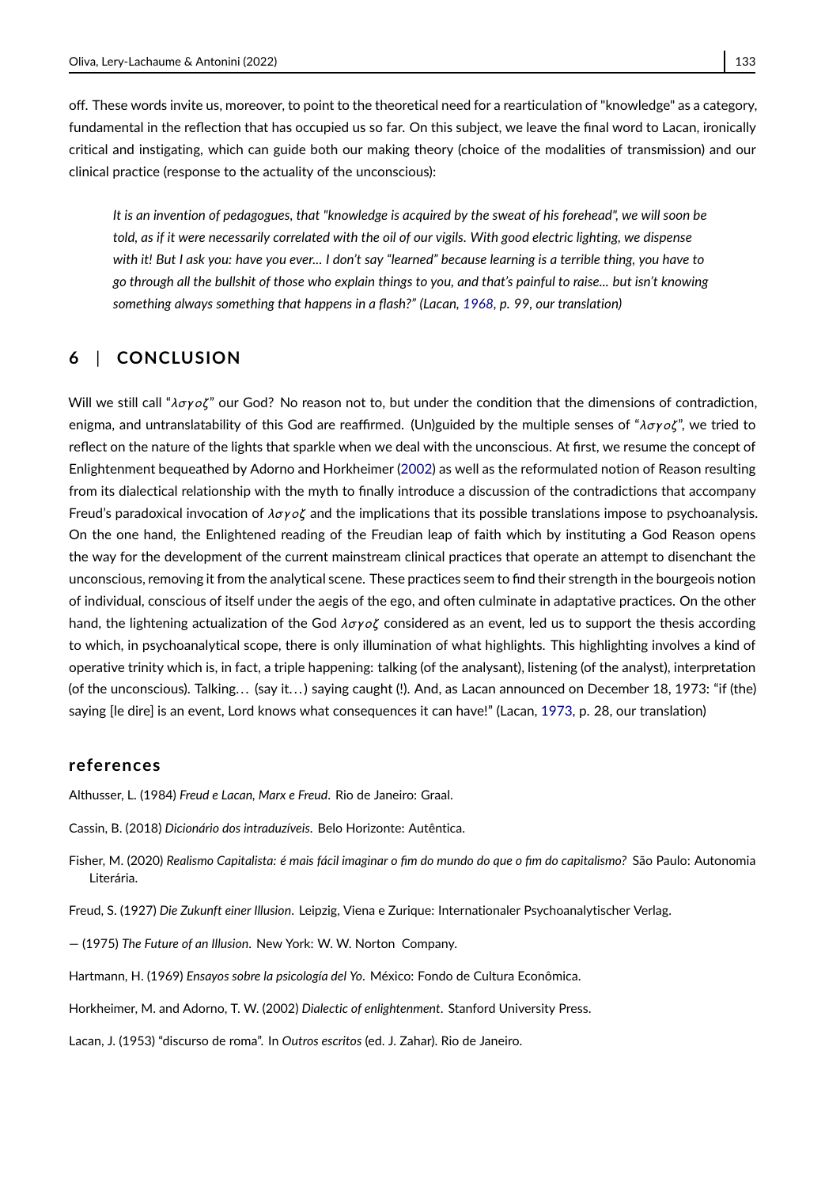off. These words invite us, moreover, to point to the theoretical need for a rearticulation of "knowledge" as a category, fundamental in the reflection that has occupied us so far. On this subject, we leave the final word to Lacan, ironically critical and instigating, which can guide both our making theory (choice of the modalities of transmission) and our clinical practice (response to the actuality of the unconscious):

> *It is an invention of pedagogues, that "knowledge is acquired by the sweat of his forehead", we will soon be told, as if it were necessarily correlated with the oil of our vigils. With good electric lighting, we dispense with it! But I ask you: have you ever... I don't say "learned" because learning is a terrible thing, you have to go through all the bullshit of those who explain things to you, and that's painful to raise... but isn't knowing something always something that happens in a flash?" (Lacan, 1968, p. 99, our translation)*

## 6 | CONCLUSION

Will we still call "$\lambda\sigma\gamma o\zeta$" our God? No reason not to, but under the condition that the dimensions of contradiction, enigma, and untranslatability of this God are reaffirmed. (Un)guided by the multiple senses of "$\lambda\sigma\gamma o\zeta$", we tried to reflect on the nature of the lights that sparkle when we deal with the unconscious. At first, we resume the concept of Enlightenment bequeathed by Adorno and Horkheimer (2002) as well as the reformulated notion of Reason resulting from its dialectical relationship with the myth to finally introduce a discussion of the contradictions that accompany Freud's paradoxical invocation of $\lambda\sigma\gamma o\zeta$ and the implications that its possible translations impose to psychoanalysis. On the one hand, the Enlightened reading of the Freudian leap of faith which by instituting a God Reason opens the way for the development of the current mainstream clinical practices that operate an attempt to disenchant the unconscious, removing it from the analytical scene. These practices seem to find their strength in the bourgeois notion of individual, conscious of itself under the aegis of the ego, and often culminate in adaptative practices. On the other hand, the lightening actualization of the God $\lambda\sigma\gamma o\zeta$ considered as an event, led us to support the thesis according to which, in psychoanalytical scope, there is only illumination of what highlights. This highlighting involves a kind of operative trinity which is, in fact, a triple happening: talking (of the analysant), listening (of the analyst), interpretation (of the unconscious). Talking… (say it…) saying caught (!). And, as Lacan announced on December 18, 1973: "if (the) saying [le dire] is an event, Lord knows what consequences it can have!" (Lacan, 1973, p. 28, our translation)

## references

Althusser, L. (1984) *Freud e Lacan, Marx e Freud*. Rio de Janeiro: Graal.

Cassin, B. (2018) *Dicionário dos intraduzíveis*. Belo Horizonte: Autêntica.

Fisher, M. (2020) *Realismo Capitalista: é mais fácil imaginar o fim do mundo do que o fim do capitalismo?* São Paulo: Autonomia Literária.

Freud, S. (1927) *Die Zukunft einer Illusion*. Leipzig, Viena e Zurique: Internationaler Psychoanalytischer Verlag.

— (1975) *The Future of an Illusion*. New York: W. W. Norton Company.

Hartmann, H. (1969) *Ensayos sobre la psicología del Yo*. México: Fondo de Cultura Econômica.

Horkheimer, M. and Adorno, T. W. (2002) *Dialectic of enlightenment*. Stanford University Press.

Lacan, J. (1953) "discurso de roma". In *Outros escritos* (ed. J. Zahar). Rio de Janeiro.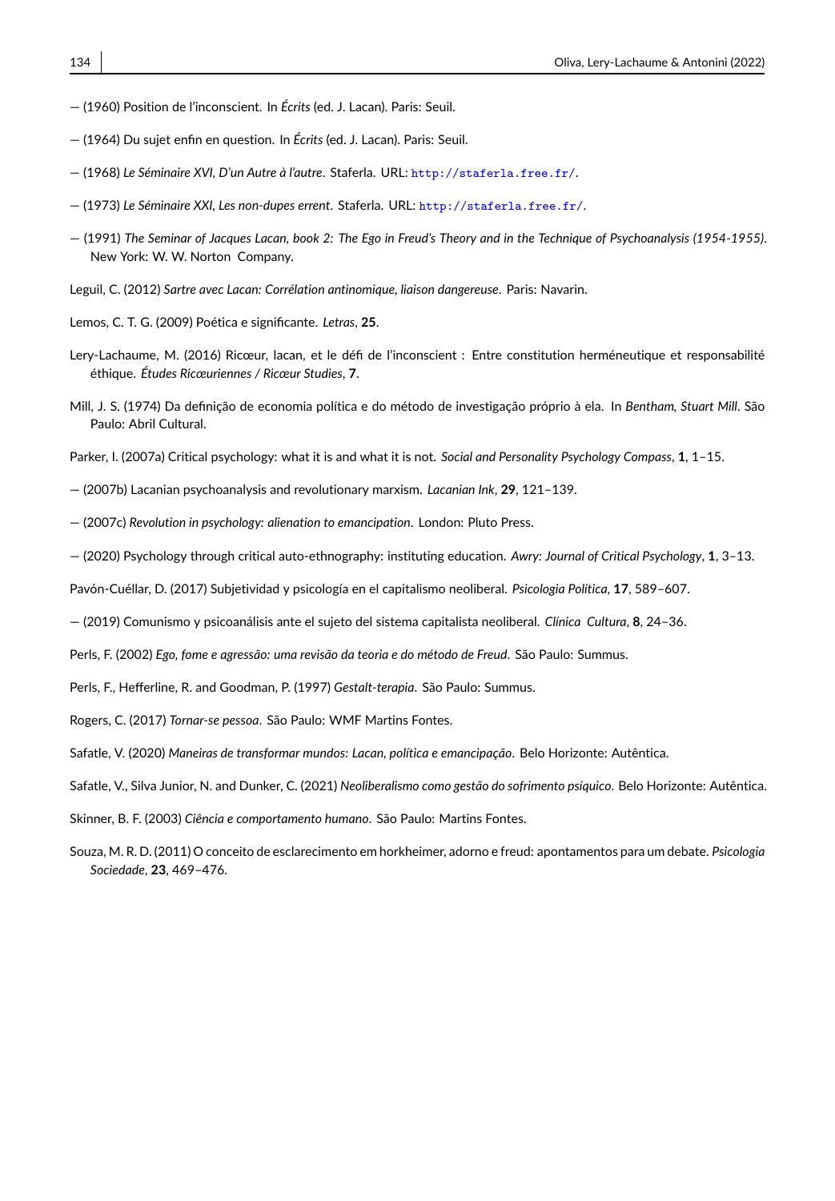— (1960) Position de l'inconscient. In *Écrits* (ed. J. Lacan). Paris: Seuil.

— (1964) Du sujet enfin en question. In *Écrits* (ed. J. Lacan). Paris: Seuil.

— (1968) *Le Séminaire XVI, D'un Autre à l'autre*. Staferla. URL: http://staferla.free.fr/.

— (1973) *Le Séminaire XXI, Les non-dupes errent*. Staferla. URL: http://staferla.free.fr/.

— (1991) *The Seminar of Jacques Lacan, book 2: The Ego in Freud's Theory and in the Technique of Psychoanalysis (1954-1955)*. New York: W. W. Norton Company.

Leguil, C. (2012) *Sartre avec Lacan: Corrélation antinomique, liaison dangereuse*. Paris: Navarin.

Lemos, C. T. G. (2009) Poética e significante. *Letras*, **25**.

Lery-Lachaume, M. (2016) Ricœur, lacan, et le défi de l'inconscient : Entre constitution herméneutique et responsabilité éthique. *Études Ricœuriennes / Ricœur Studies*, **7**.

Mill, J. S. (1974) Da definição de economia política e do método de investigação próprio à ela. In *Bentham, Stuart Mill*. São Paulo: Abril Cultural.

Parker, I. (2007a) Critical psychology: what it is and what it is not. *Social and Personality Psychology Compass*, **1**, 1–15.

— (2007b) Lacanian psychoanalysis and revolutionary marxism. *Lacanian Ink*, **29**, 121–139.

— (2007c) *Revolution in psychology: alienation to emancipation*. London: Pluto Press.

— (2020) Psychology through critical auto-ethnography: instituting education. *Awry: Journal of Critical Psychology*, **1**, 3–13.

Pavón-Cuéllar, D. (2017) Subjetividad y psicología en el capitalismo neoliberal. *Psicologia Política*, **17**, 589–607.

— (2019) Comunismo y psicoanálisis ante el sujeto del sistema capitalista neoliberal. *Clínica Cultura*, **8**, 24–36.

Perls, F. (2002) *Ego, fome e agressão: uma revisão da teoria e do método de Freud*. São Paulo: Summus.

Perls, F., Hefferline, R. and Goodman, P. (1997) *Gestalt-terapia*. São Paulo: Summus.

Rogers, C. (2017) *Tornar-se pessoa*. São Paulo: WMF Martins Fontes.

Safatle, V. (2020) *Maneiras de transformar mundos: Lacan, política e emancipação*. Belo Horizonte: Autêntica.

Safatle, V., Silva Junior, N. and Dunker, C. (2021) *Neoliberalismo como gestão do sofrimento psíquico*. Belo Horizonte: Autêntica.

Skinner, B. F. (2003) *Ciência e comportamento humano*. São Paulo: Martins Fontes.

Souza, M. R. D. (2011) O conceito de esclarecimento em horkheimer, adorno e freud: apontamentos para um debate. *Psicologia Sociedade*, **23**, 469–476.